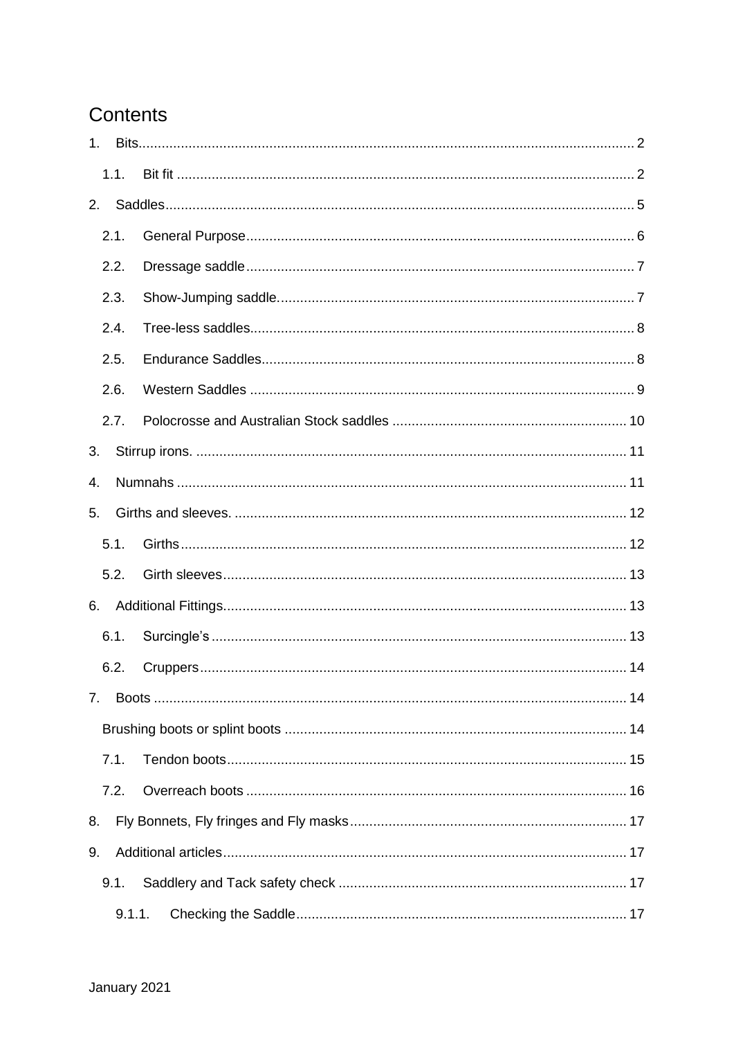# Contents

1. Bits ..... 2
   - 1.1. Bit fit ..... 2
2. Saddles ..... 5
   - 2.1. General Purpose ..... 6
   - 2.2. Dressage saddle ..... 7
   - 2.3. Show-Jumping saddle. ..... 7
   - 2.4. Tree-less saddles ..... 8
   - 2.5. Endurance Saddles ..... 8
   - 2.6. Western Saddles ..... 9
   - 2.7. Polocrosse and Australian Stock saddles ..... 10
3. Stirrup irons. ..... 11
4. Numnahs ..... 11
5. Girths and sleeves. ..... 12
   - 5.1. Girths ..... 12
   - 5.2. Girth sleeves ..... 13
6. Additional Fittings ..... 13
   - 6.1. Surcingle's ..... 13
   - 6.2. Cruppers ..... 14
7. Boots ..... 14
   - Brushing boots or splint boots ..... 14
   - 7.1. Tendon boots ..... 15
   - 7.2. Overreach boots ..... 16
8. Fly Bonnets, Fly fringes and Fly masks ..... 17
9. Additional articles ..... 17
   - 9.1. Saddlery and Tack safety check ..... 17
     - 9.1.1. Checking the Saddle ..... 17

January 2021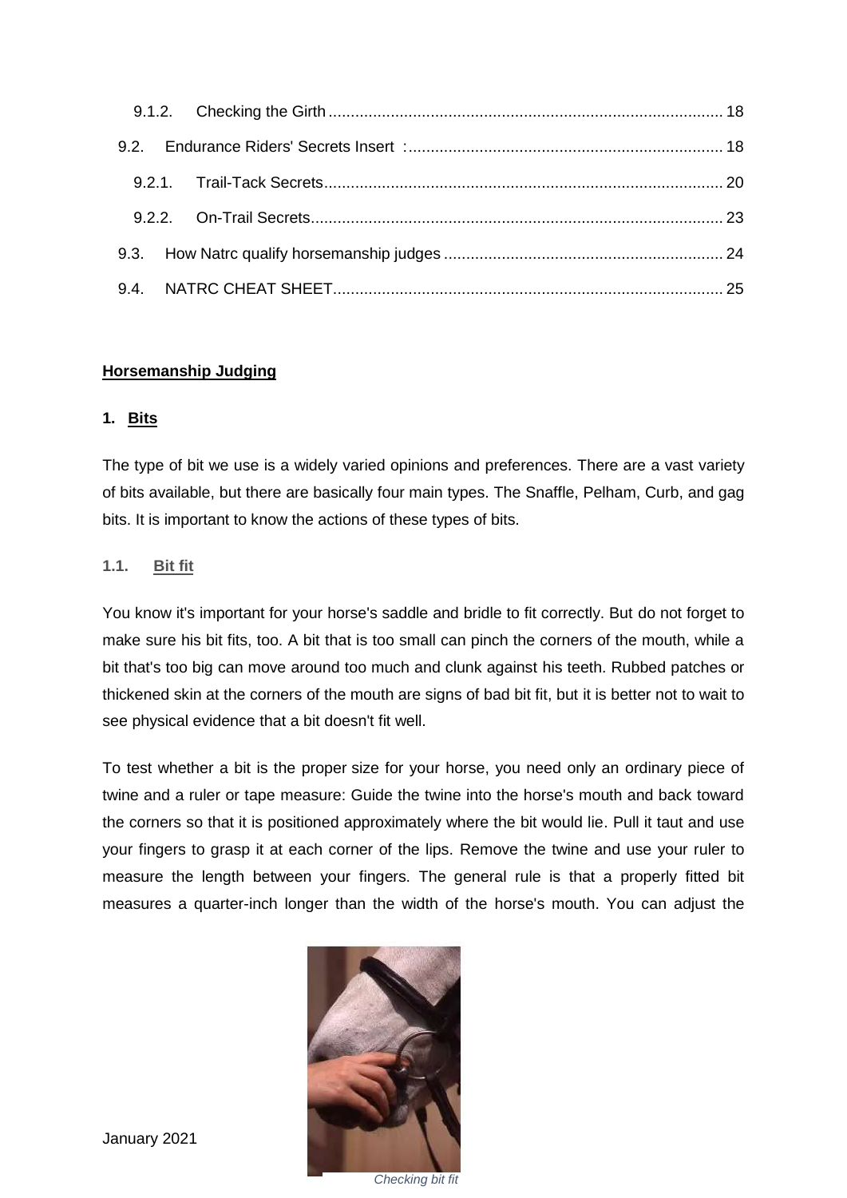| | | |
|---|---|---|
| 9.1.2. | Checking the Girth | 18 |
| 9.2. | Endurance Riders' Secrets Insert : | 18 |
| 9.2.1. | Trail-Tack Secrets | 20 |
| 9.2.2. | On-Trail Secrets | 23 |
| 9.3. | How Natrc qualify horsemanship judges | 24 |
| 9.4. | NATRC CHEAT SHEET | 25 |

**Horsemanship Judging**

## 1. Bits

The type of bit we use is a widely varied opinions and preferences. There are a vast variety of bits available, but there are basically four main types. The Snaffle, Pelham, Curb, and gag bits. It is important to know the actions of these types of bits.

### 1.1. Bit fit

You know it's important for your horse's saddle and bridle to fit correctly. But do not forget to make sure his bit fits, too. A bit that is too small can pinch the corners of the mouth, while a bit that's too big can move around too much and clunk against his teeth. Rubbed patches or thickened skin at the corners of the mouth are signs of bad bit fit, but it is better not to wait to see physical evidence that a bit doesn't fit well.

To test whether a bit is the proper size for your horse, you need only an ordinary piece of twine and a ruler or tape measure: Guide the twine into the horse's mouth and back toward the corners so that it is positioned approximately where the bit would lie. Pull it taut and use your fingers to grasp it at each corner of the lips. Remove the twine and use your ruler to measure the length between your fingers. The general rule is that a properly fitted bit measures a quarter-inch longer than the width of the horse's mouth. You can adjust the

*Checking bit fit*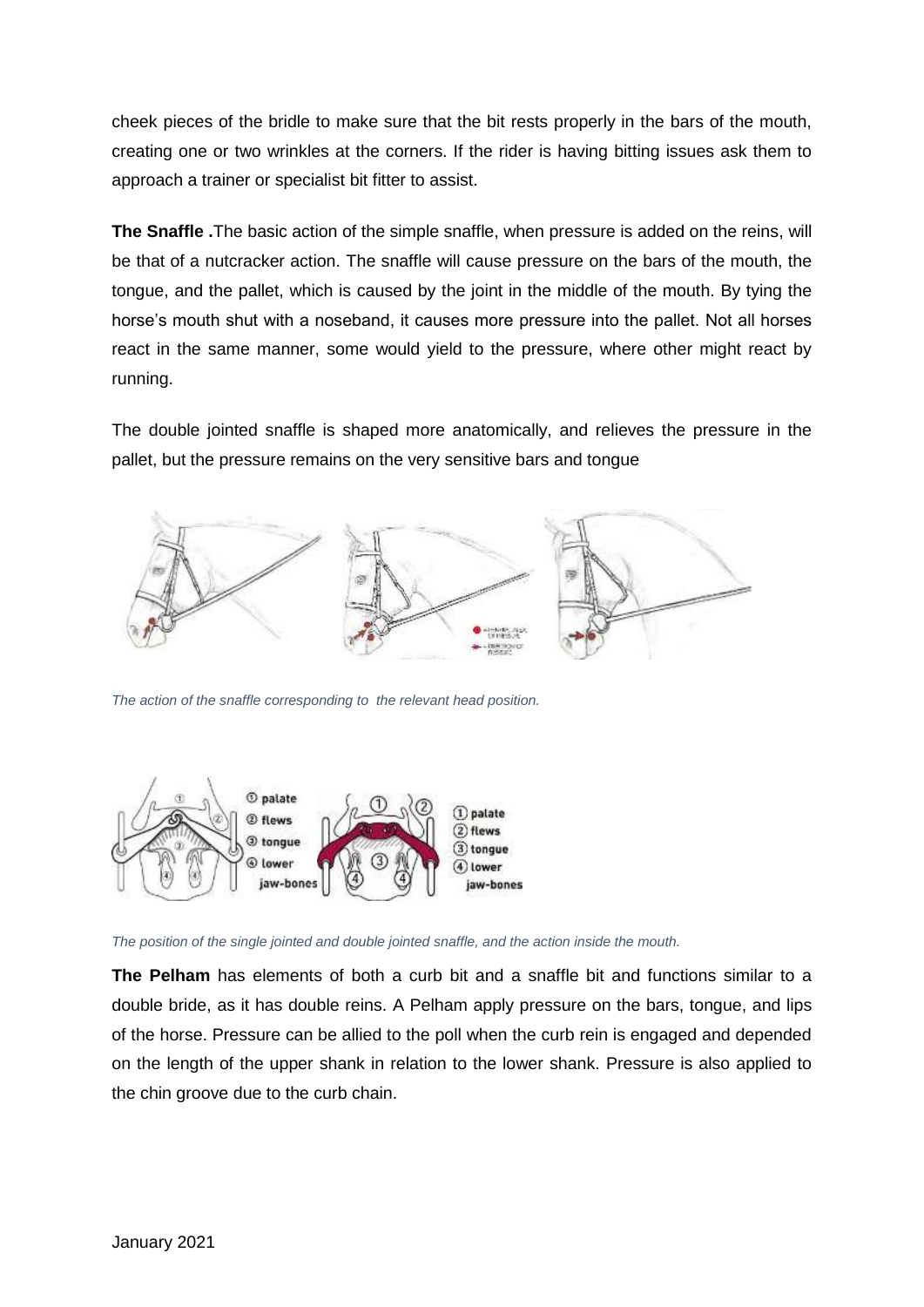cheek pieces of the bridle to make sure that the bit rests properly in the bars of the mouth, creating one or two wrinkles at the corners. If the rider is having bitting issues ask them to approach a trainer or specialist bit fitter to assist.

**The Snaffle .**The basic action of the simple snaffle, when pressure is added on the reins, will be that of a nutcracker action. The snaffle will cause pressure on the bars of the mouth, the tongue, and the pallet, which is caused by the joint in the middle of the mouth. By tying the horse's mouth shut with a noseband, it causes more pressure into the pallet. Not all horses react in the same manner, some would yield to the pressure, where other might react by running.

The double jointed snaffle is shaped more anatomically, and relieves the pressure in the pallet, but the pressure remains on the very sensitive bars and tongue

*The action of the snaffle corresponding to the relevant head position.*

*The position of the single jointed and double jointed snaffle, and the action inside the mouth.*

**The Pelham** has elements of both a curb bit and a snaffle bit and functions similar to a double bride, as it has double reins. A Pelham apply pressure on the bars, tongue, and lips of the horse. Pressure can be allied to the poll when the curb rein is engaged and depended on the length of the upper shank in relation to the lower shank. Pressure is also applied to the chin groove due to the curb chain.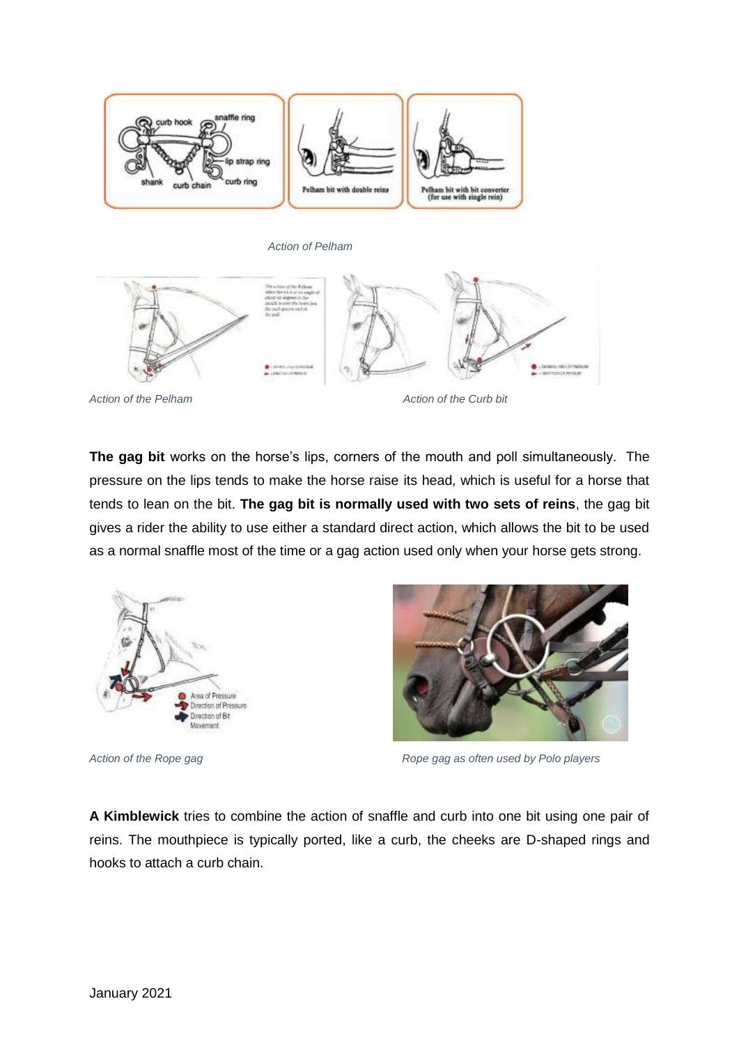*Action of Pelham*

*Action of the Pelham*

*Action of the Curb bit*

**The gag bit** works on the horse's lips, corners of the mouth and poll simultaneously. The pressure on the lips tends to make the horse raise its head, which is useful for a horse that tends to lean on the bit. **The gag bit is normally used with two sets of reins**, the gag bit gives a rider the ability to use either a standard direct action, which allows the bit to be used as a normal snaffle most of the time or a gag action used only when your horse gets strong.

*Action of the Rope gag*

*Rope gag as often used by Polo players*

**A Kimblewick** tries to combine the action of snaffle and curb into one bit using one pair of reins. The mouthpiece is typically ported, like a curb, the cheeks are D-shaped rings and hooks to attach a curb chain.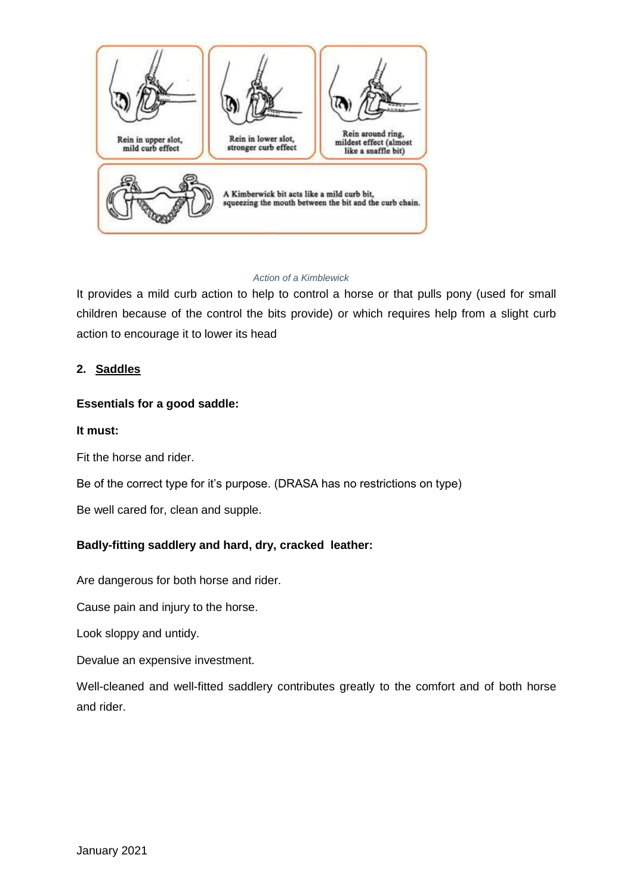Action of a Kimblewick

It provides a mild curb action to help to control a horse or that pulls pony (used for small children because of the control the bits provide) or which requires help from a slight curb action to encourage it to lower its head

## 2. Saddles

**Essentials for a good saddle:**

**It must:**

Fit the horse and rider.

Be of the correct type for it's purpose. (DRASA has no restrictions on type)

Be well cared for, clean and supple.

**Badly-fitting saddlery and hard, dry, cracked leather:**

Are dangerous for both horse and rider.

Cause pain and injury to the horse.

Look sloppy and untidy.

Devalue an expensive investment.

Well-cleaned and well-fitted saddlery contributes greatly to the comfort and of both horse and rider.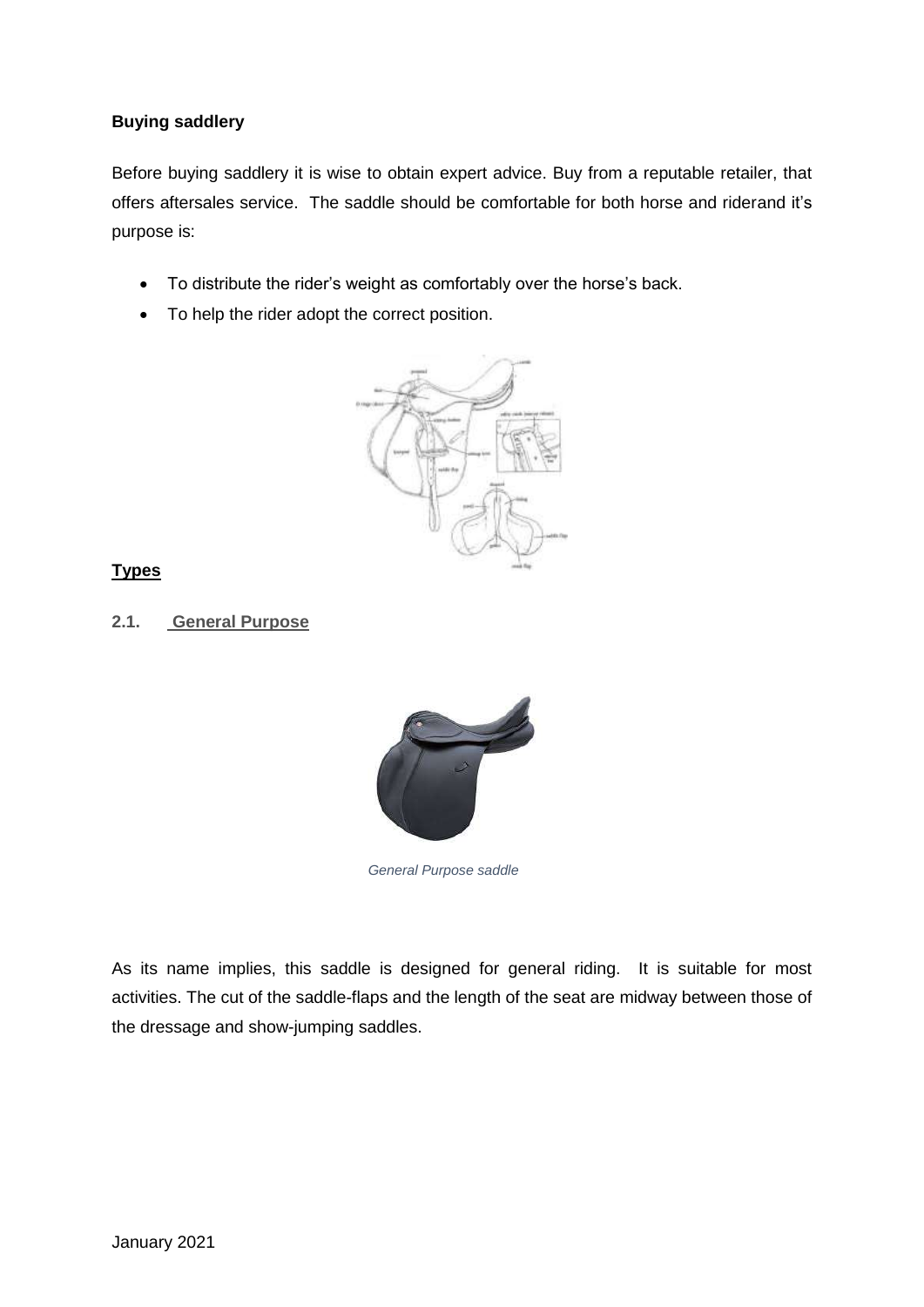**Buying saddlery**

Before buying saddlery it is wise to obtain expert advice. Buy from a reputable retailer, that offers aftersales service. The saddle should be comfortable for both horse and riderand it's purpose is:

- To distribute the rider's weight as comfortably over the horse's back.
- To help the rider adopt the correct position.

**Types**

**2.1. General Purpose**

*General Purpose saddle*

As its name implies, this saddle is designed for general riding. It is suitable for most activities. The cut of the saddle-flaps and the length of the seat are midway between those of the dressage and show-jumping saddles.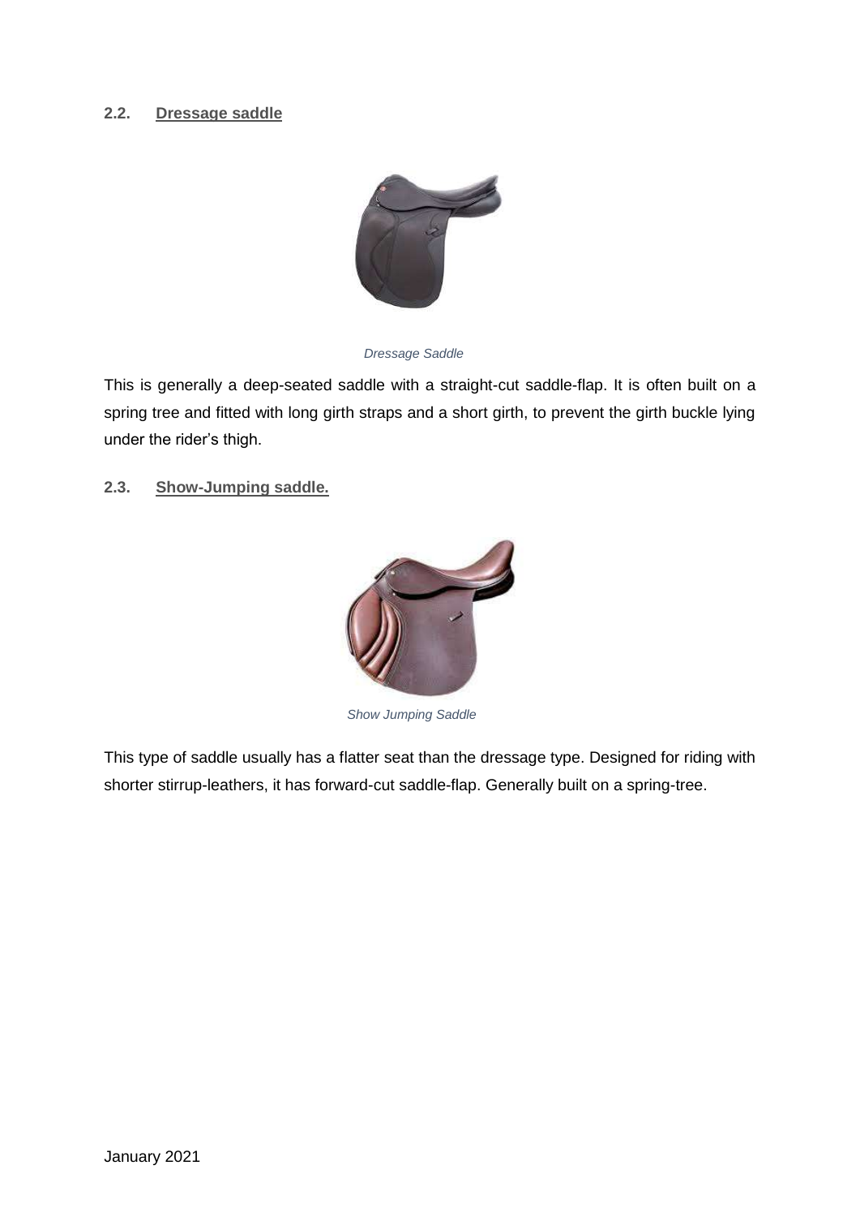### 2.2. Dressage saddle

*Dressage Saddle*

This is generally a deep-seated saddle with a straight-cut saddle-flap. It is often built on a spring tree and fitted with long girth straps and a short girth, to prevent the girth buckle lying under the rider's thigh.

### 2.3. Show-Jumping saddle.

*Show Jumping Saddle*

This type of saddle usually has a flatter seat than the dressage type. Designed for riding with shorter stirrup-leathers, it has forward-cut saddle-flap. Generally built on a spring-tree.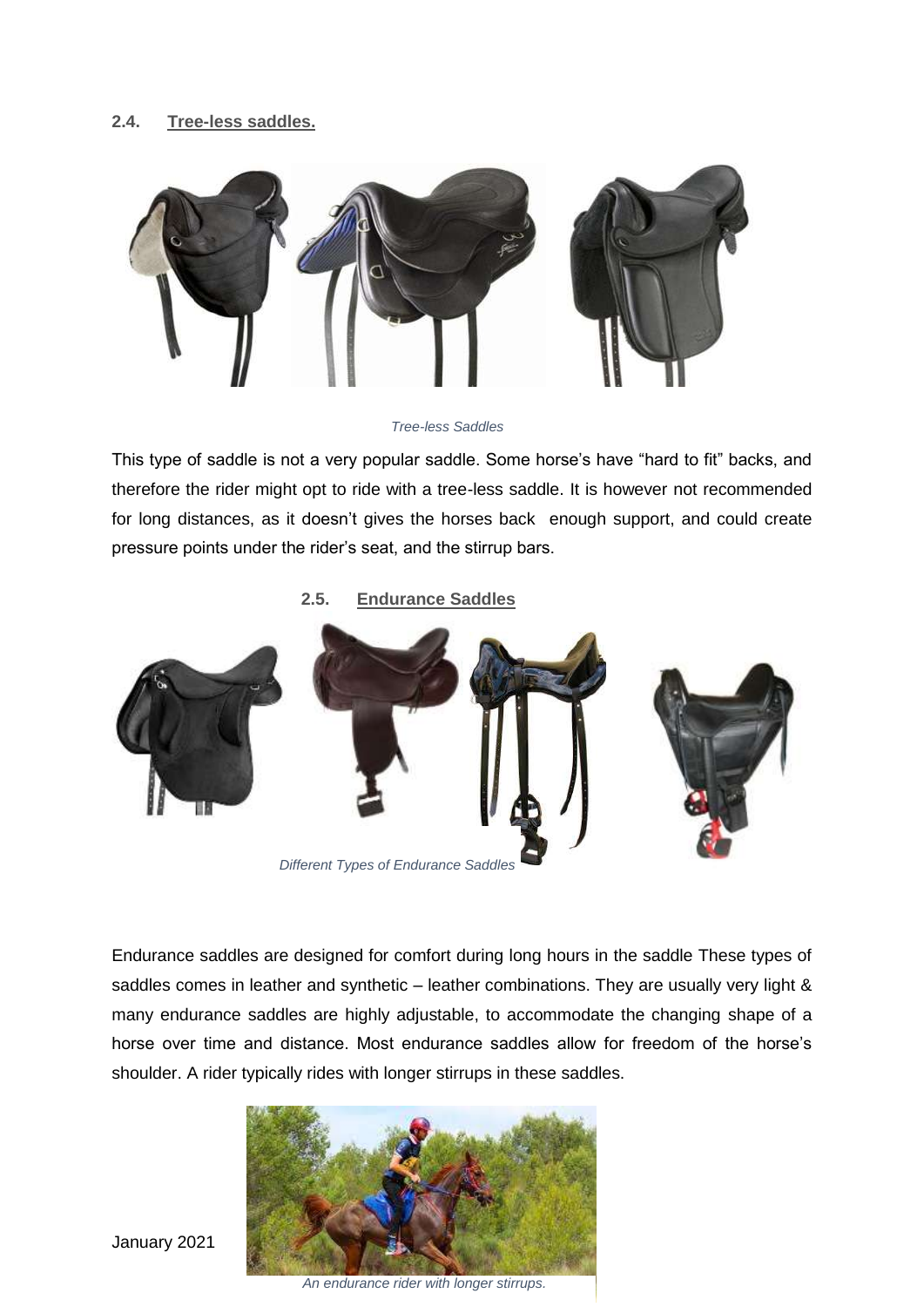### 2.4. Tree-less saddles.

*Tree-less Saddles*

This type of saddle is not a very popular saddle. Some horse's have "hard to fit" backs, and therefore the rider might opt to ride with a tree-less saddle. It is however not recommended for long distances, as it doesn't gives the horses back enough support, and could create pressure points under the rider's seat, and the stirrup bars.

### 2.5. Endurance Saddles

*Different Types of Endurance Saddles*

Endurance saddles are designed for comfort during long hours in the saddle These types of saddles comes in leather and synthetic – leather combinations. They are usually very light & many endurance saddles are highly adjustable, to accommodate the changing shape of a horse over time and distance. Most endurance saddles allow for freedom of the horse's shoulder. A rider typically rides with longer stirrups in these saddles.

*An endurance rider with longer stirrups.*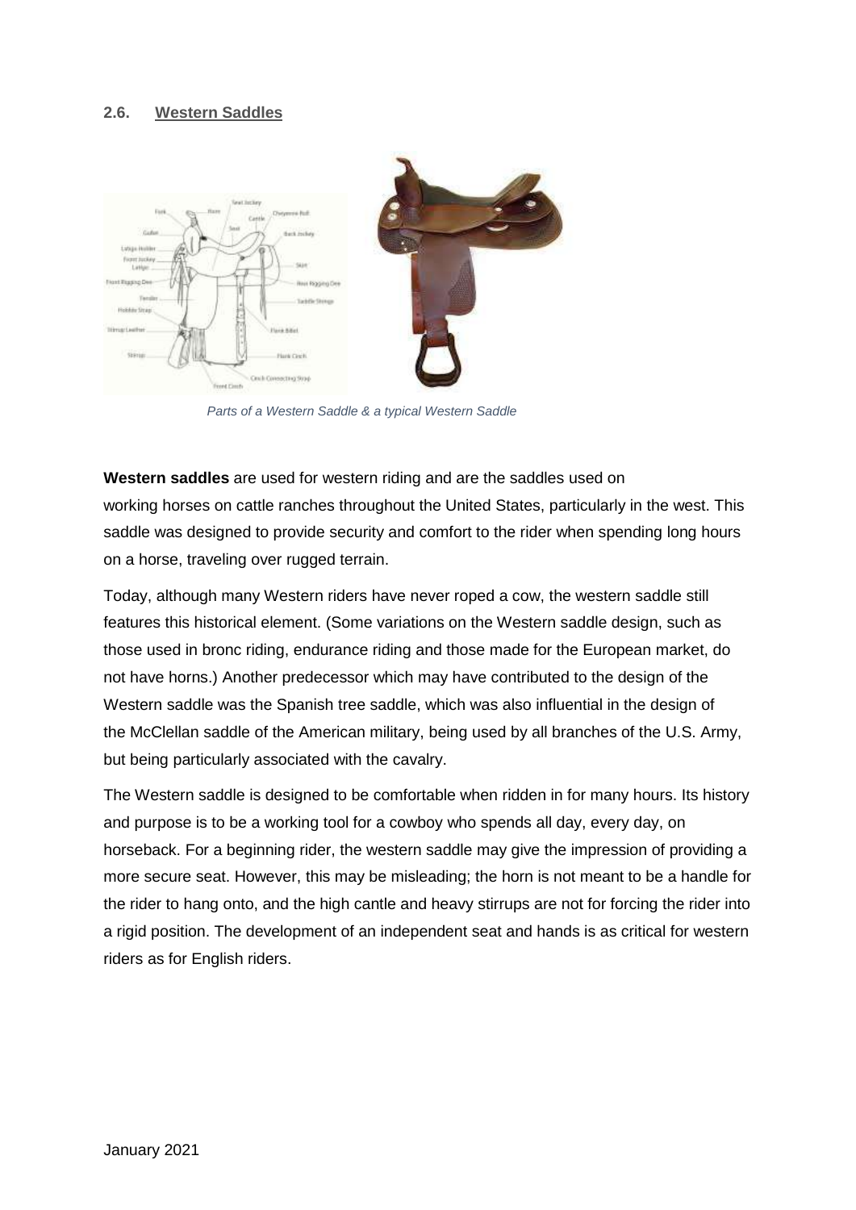## 2.6. Western Saddles

*Parts of a Western Saddle & a typical Western Saddle*

**Western saddles** are used for western riding and are the saddles used on working horses on cattle ranches throughout the United States, particularly in the west. This saddle was designed to provide security and comfort to the rider when spending long hours on a horse, traveling over rugged terrain.

Today, although many Western riders have never roped a cow, the western saddle still features this historical element. (Some variations on the Western saddle design, such as those used in bronc riding, endurance riding and those made for the European market, do not have horns.) Another predecessor which may have contributed to the design of the Western saddle was the Spanish tree saddle, which was also influential in the design of the McClellan saddle of the American military, being used by all branches of the U.S. Army, but being particularly associated with the cavalry.

The Western saddle is designed to be comfortable when ridden in for many hours. Its history and purpose is to be a working tool for a cowboy who spends all day, every day, on horseback. For a beginning rider, the western saddle may give the impression of providing a more secure seat. However, this may be misleading; the horn is not meant to be a handle for the rider to hang onto, and the high cantle and heavy stirrups are not for forcing the rider into a rigid position. The development of an independent seat and hands is as critical for western riders as for English riders.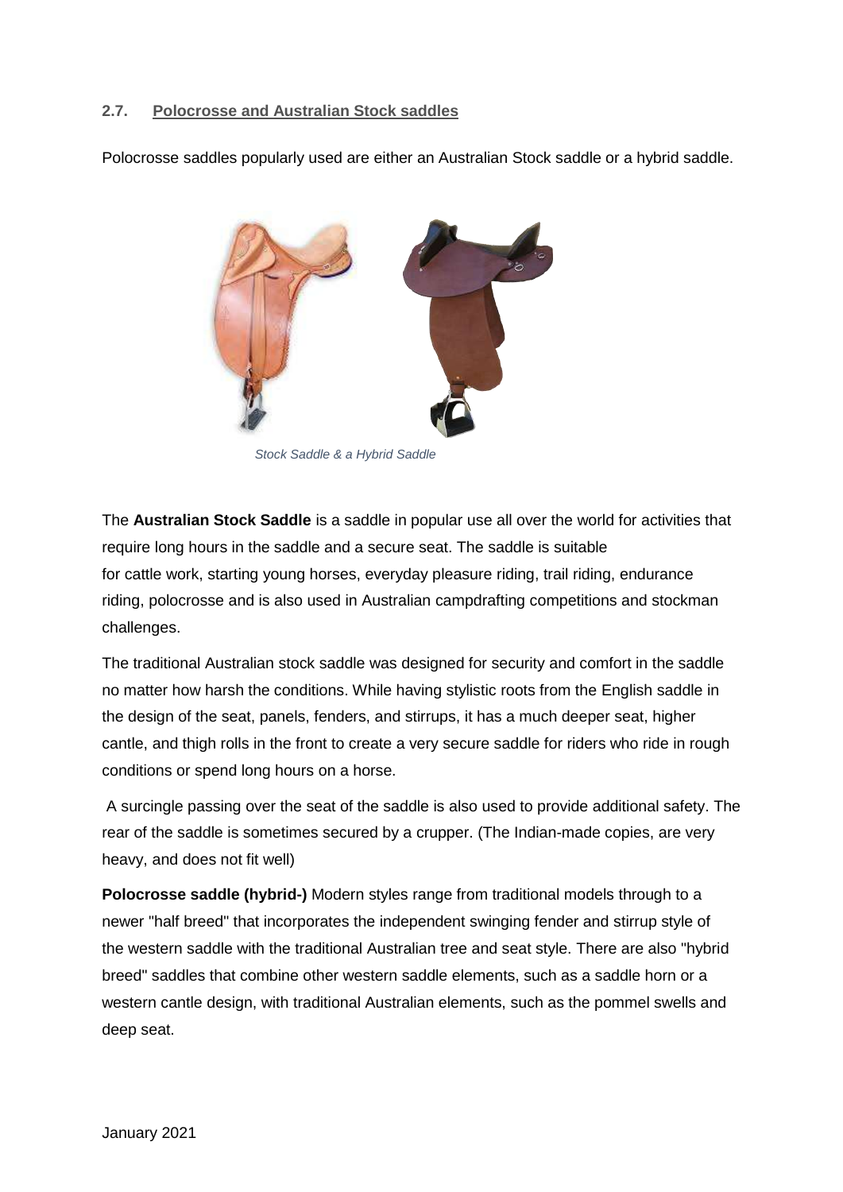## 2.7. Polocrosse and Australian Stock saddles

Polocrosse saddles popularly used are either an Australian Stock saddle or a hybrid saddle.

*Stock Saddle & a Hybrid Saddle*

The **Australian Stock Saddle** is a saddle in popular use all over the world for activities that require long hours in the saddle and a secure seat. The saddle is suitable for cattle work, starting young horses, everyday pleasure riding, trail riding, endurance riding, polocrosse and is also used in Australian campdrafting competitions and stockman challenges.

The traditional Australian stock saddle was designed for security and comfort in the saddle no matter how harsh the conditions. While having stylistic roots from the English saddle in the design of the seat, panels, fenders, and stirrups, it has a much deeper seat, higher cantle, and thigh rolls in the front to create a very secure saddle for riders who ride in rough conditions or spend long hours on a horse.

A surcingle passing over the seat of the saddle is also used to provide additional safety. The rear of the saddle is sometimes secured by a crupper. (The Indian-made copies, are very heavy, and does not fit well)

**Polocrosse saddle (hybrid-)** Modern styles range from traditional models through to a newer "half breed" that incorporates the independent swinging fender and stirrup style of the western saddle with the traditional Australian tree and seat style. There are also "hybrid breed" saddles that combine other western saddle elements, such as a saddle horn or a western cantle design, with traditional Australian elements, such as the pommel swells and deep seat.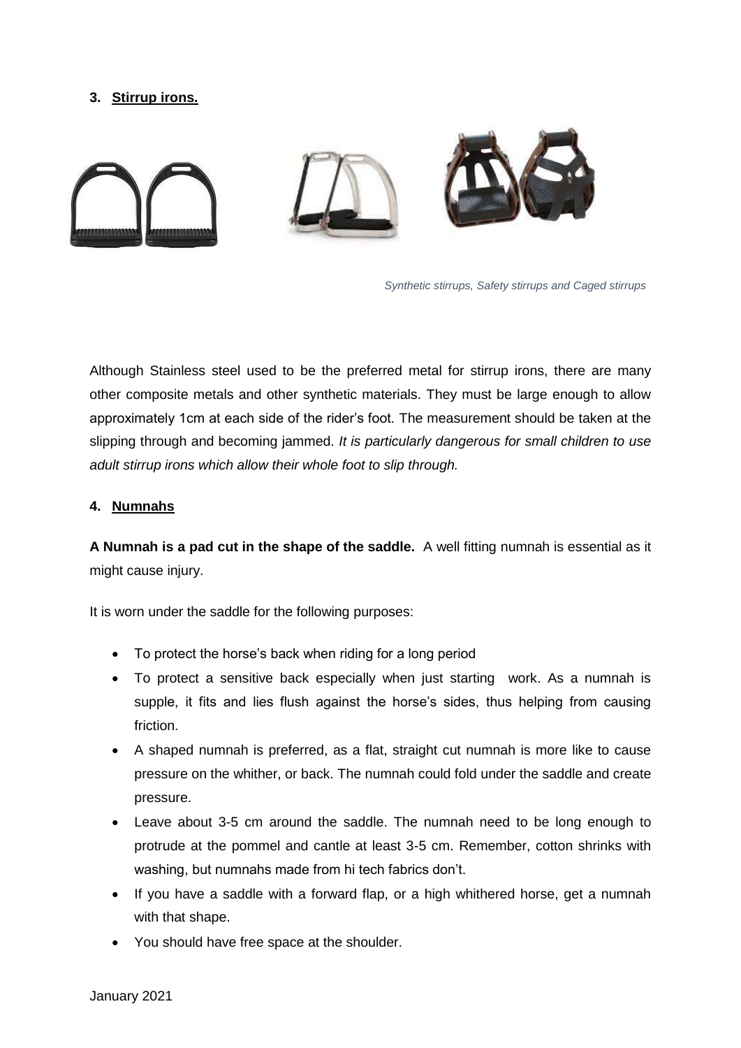**3. Stirrup irons.**

*Synthetic stirrups, Safety stirrups and Caged stirrups*

Although Stainless steel used to be the preferred metal for stirrup irons, there are many other composite metals and other synthetic materials. They must be large enough to allow approximately 1cm at each side of the rider's foot. The measurement should be taken at the slipping through and becoming jammed. *It is particularly dangerous for small children to use adult stirrup irons which allow their whole foot to slip through.*

**4. Numnahs**

**A Numnah is a pad cut in the shape of the saddle.** A well fitting numnah is essential as it might cause injury.

It is worn under the saddle for the following purposes:

- To protect the horse's back when riding for a long period
- To protect a sensitive back especially when just starting work. As a numnah is supple, it fits and lies flush against the horse's sides, thus helping from causing friction.
- A shaped numnah is preferred, as a flat, straight cut numnah is more like to cause pressure on the whither, or back. The numnah could fold under the saddle and create pressure.
- Leave about 3-5 cm around the saddle. The numnah need to be long enough to protrude at the pommel and cantle at least 3-5 cm. Remember, cotton shrinks with washing, but numnahs made from hi tech fabrics don't.
- If you have a saddle with a forward flap, or a high whithered horse, get a numnah with that shape.
- You should have free space at the shoulder.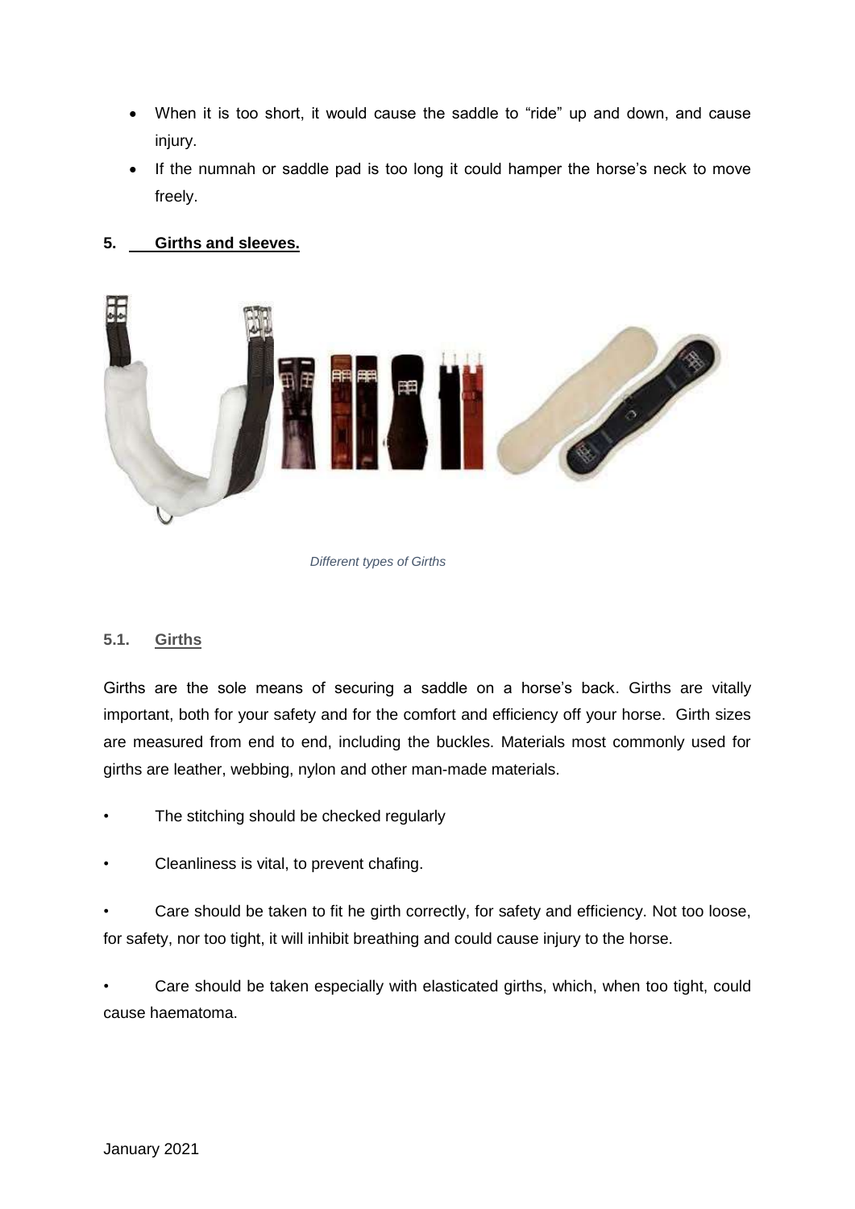- When it is too short, it would cause the saddle to "ride" up and down, and cause injury.
- If the numnah or saddle pad is too long it could hamper the horse's neck to move freely.

## 5. Girths and sleeves.

*Different types of Girths*

### 5.1. Girths

Girths are the sole means of securing a saddle on a horse's back. Girths are vitally important, both for your safety and for the comfort and efficiency off your horse. Girth sizes are measured from end to end, including the buckles. Materials most commonly used for girths are leather, webbing, nylon and other man-made materials.

- The stitching should be checked regularly
- Cleanliness is vital, to prevent chafing.
- Care should be taken to fit he girth correctly, for safety and efficiency. Not too loose, for safety, nor too tight, it will inhibit breathing and could cause injury to the horse.
- Care should be taken especially with elasticated girths, which, when too tight, could cause haematoma.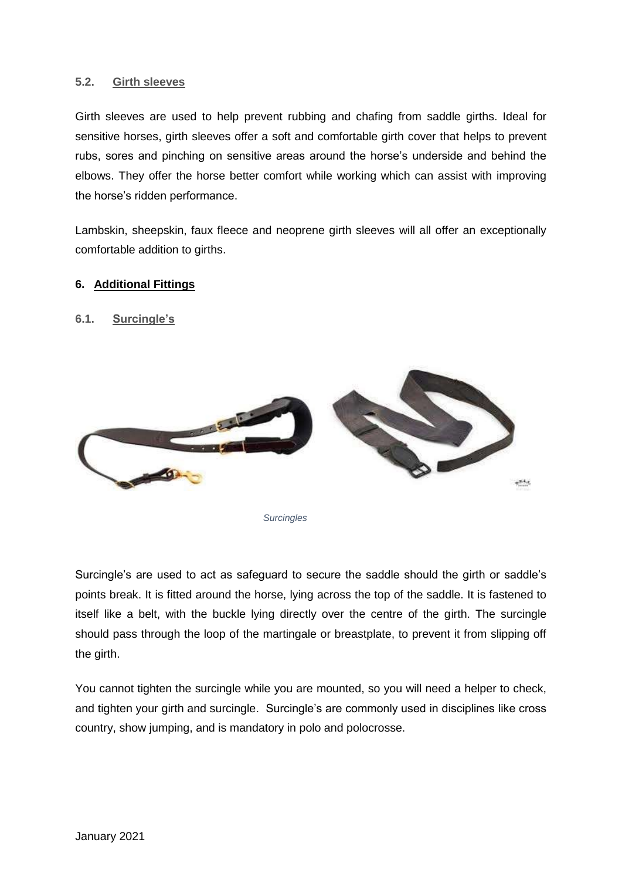### 5.2. Girth sleeves

Girth sleeves are used to help prevent rubbing and chafing from saddle girths. Ideal for sensitive horses, girth sleeves offer a soft and comfortable girth cover that helps to prevent rubs, sores and pinching on sensitive areas around the horse's underside and behind the elbows. They offer the horse better comfort while working which can assist with improving the horse's ridden performance.

Lambskin, sheepskin, faux fleece and neoprene girth sleeves will all offer an exceptionally comfortable addition to girths.

## 6. Additional Fittings

### 6.1. Surcingle's

*Surcingles*

Surcingle's are used to act as safeguard to secure the saddle should the girth or saddle's points break. It is fitted around the horse, lying across the top of the saddle. It is fastened to itself like a belt, with the buckle lying directly over the centre of the girth. The surcingle should pass through the loop of the martingale or breastplate, to prevent it from slipping off the girth.

You cannot tighten the surcingle while you are mounted, so you will need a helper to check, and tighten your girth and surcingle. Surcingle's are commonly used in disciplines like cross country, show jumping, and is mandatory in polo and polocrosse.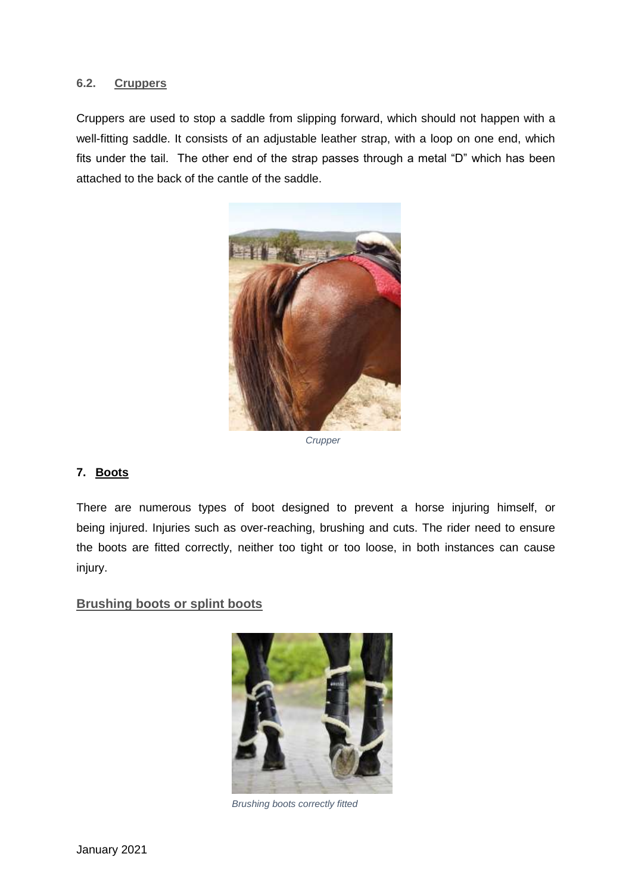### 6.2. Cruppers

Cruppers are used to stop a saddle from slipping forward, which should not happen with a well-fitting saddle. It consists of an adjustable leather strap, with a loop on one end, which fits under the tail. The other end of the strap passes through a metal "D" which has been attached to the back of the cantle of the saddle.

*Crupper*

## 7. Boots

There are numerous types of boot designed to prevent a horse injuring himself, or being injured. Injuries such as over-reaching, brushing and cuts. The rider need to ensure the boots are fitted correctly, neither too tight or too loose, in both instances can cause injury.

### Brushing boots or splint boots

*Brushing boots correctly fitted*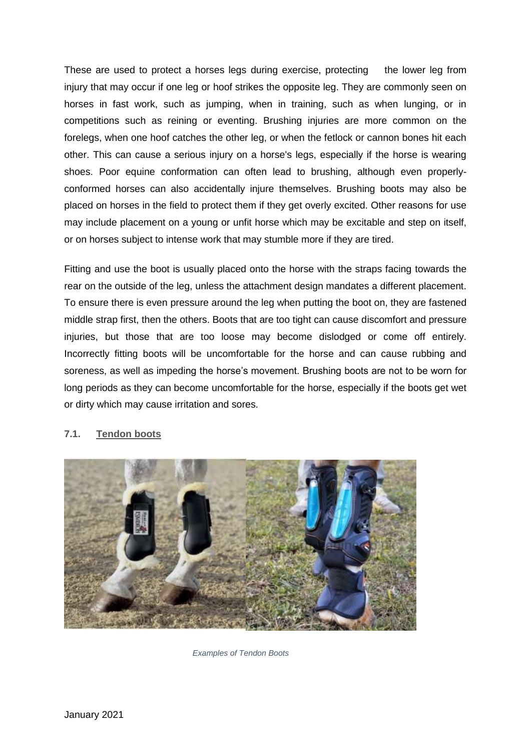These are used to protect a horses legs during exercise, protecting the lower leg from injury that may occur if one leg or hoof strikes the opposite leg. They are commonly seen on horses in fast work, such as jumping, when in training, such as when lunging, or in competitions such as reining or eventing. Brushing injuries are more common on the forelegs, when one hoof catches the other leg, or when the fetlock or cannon bones hit each other. This can cause a serious injury on a horse's legs, especially if the horse is wearing shoes. Poor equine conformation can often lead to brushing, although even properly-conformed horses can also accidentally injure themselves. Brushing boots may also be placed on horses in the field to protect them if they get overly excited. Other reasons for use may include placement on a young or unfit horse which may be excitable and step on itself, or on horses subject to intense work that may stumble more if they are tired.

Fitting and use the boot is usually placed onto the horse with the straps facing towards the rear on the outside of the leg, unless the attachment design mandates a different placement. To ensure there is even pressure around the leg when putting the boot on, they are fastened middle strap first, then the others. Boots that are too tight can cause discomfort and pressure injuries, but those that are too loose may become dislodged or come off entirely. Incorrectly fitting boots will be uncomfortable for the horse and can cause rubbing and soreness, as well as impeding the horse's movement. Brushing boots are not to be worn for long periods as they can become uncomfortable for the horse, especially if the boots get wet or dirty which may cause irritation and sores.

### 7.1. Tendon boots

*Examples of Tendon Boots*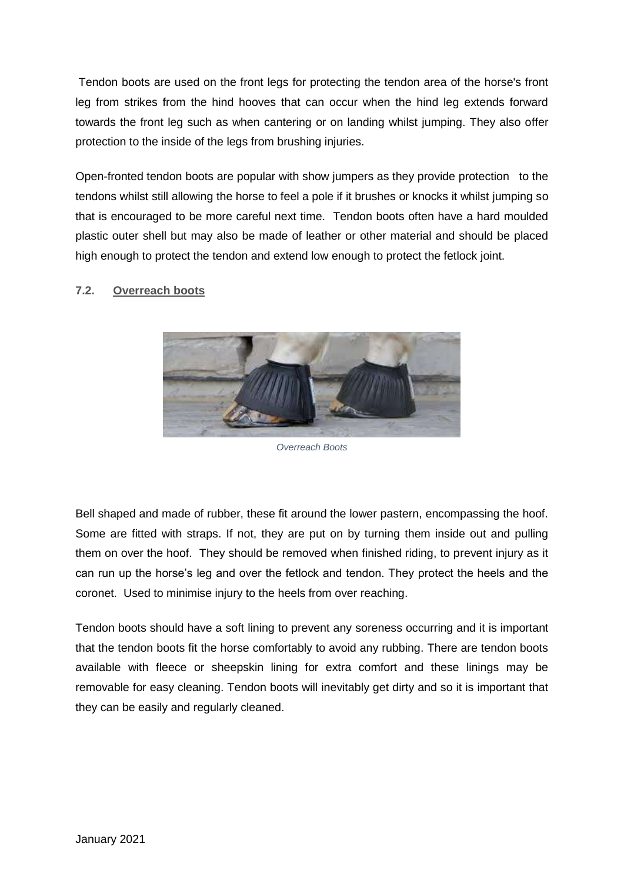Tendon boots are used on the front legs for protecting the tendon area of the horse's front leg from strikes from the hind hooves that can occur when the hind leg extends forward towards the front leg such as when cantering or on landing whilst jumping. They also offer protection to the inside of the legs from brushing injuries.

Open-fronted tendon boots are popular with show jumpers as they provide protection to the tendons whilst still allowing the horse to feel a pole if it brushes or knocks it whilst jumping so that is encouraged to be more careful next time. Tendon boots often have a hard moulded plastic outer shell but may also be made of leather or other material and should be placed high enough to protect the tendon and extend low enough to protect the fetlock joint.

### 7.2. Overreach boots

*Overreach Boots*

Bell shaped and made of rubber, these fit around the lower pastern, encompassing the hoof. Some are fitted with straps. If not, they are put on by turning them inside out and pulling them on over the hoof. They should be removed when finished riding, to prevent injury as it can run up the horse's leg and over the fetlock and tendon. They protect the heels and the coronet. Used to minimise injury to the heels from over reaching.

Tendon boots should have a soft lining to prevent any soreness occurring and it is important that the tendon boots fit the horse comfortably to avoid any rubbing. There are tendon boots available with fleece or sheepskin lining for extra comfort and these linings may be removable for easy cleaning. Tendon boots will inevitably get dirty and so it is important that they can be easily and regularly cleaned.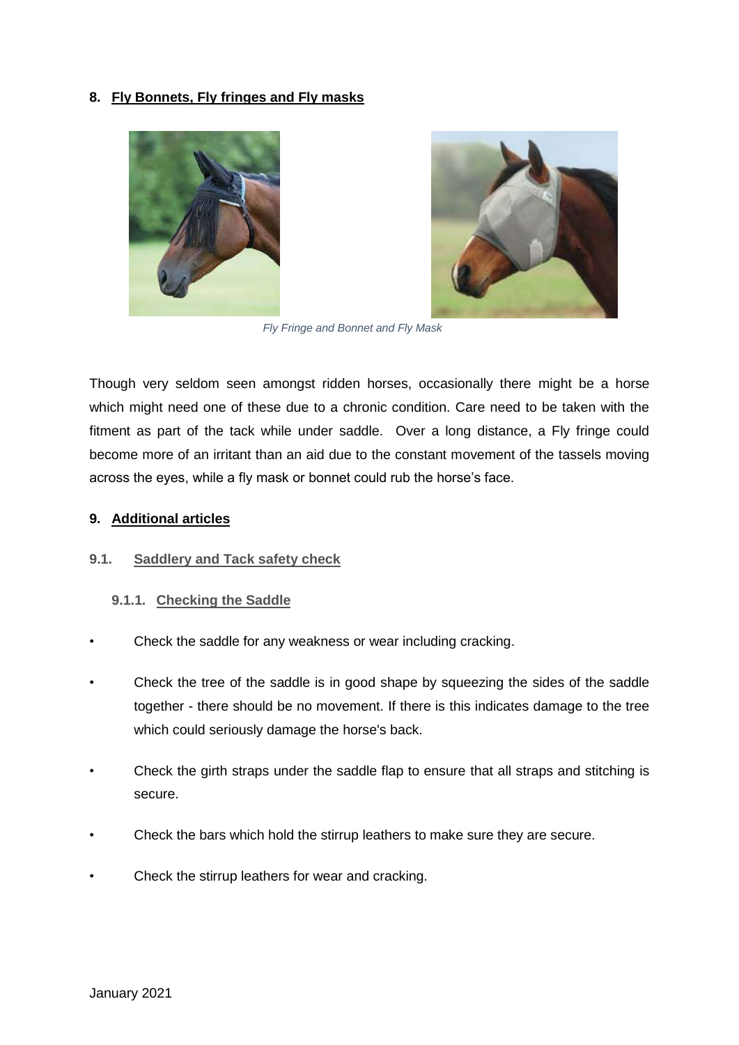## 8. Fly Bonnets, Fly fringes and Fly masks

*Fly Fringe and Bonnet and Fly Mask*

Though very seldom seen amongst ridden horses, occasionally there might be a horse which might need one of these due to a chronic condition. Care need to be taken with the fitment as part of the tack while under saddle. Over a long distance, a Fly fringe could become more of an irritant than an aid due to the constant movement of the tassels moving across the eyes, while a fly mask or bonnet could rub the horse's face.

## 9. Additional articles

### 9.1. Saddlery and Tack safety check

#### 9.1.1. Checking the Saddle

- Check the saddle for any weakness or wear including cracking.
- Check the tree of the saddle is in good shape by squeezing the sides of the saddle together - there should be no movement. If there is this indicates damage to the tree which could seriously damage the horse's back.
- Check the girth straps under the saddle flap to ensure that all straps and stitching is secure.
- Check the bars which hold the stirrup leathers to make sure they are secure.
- Check the stirrup leathers for wear and cracking.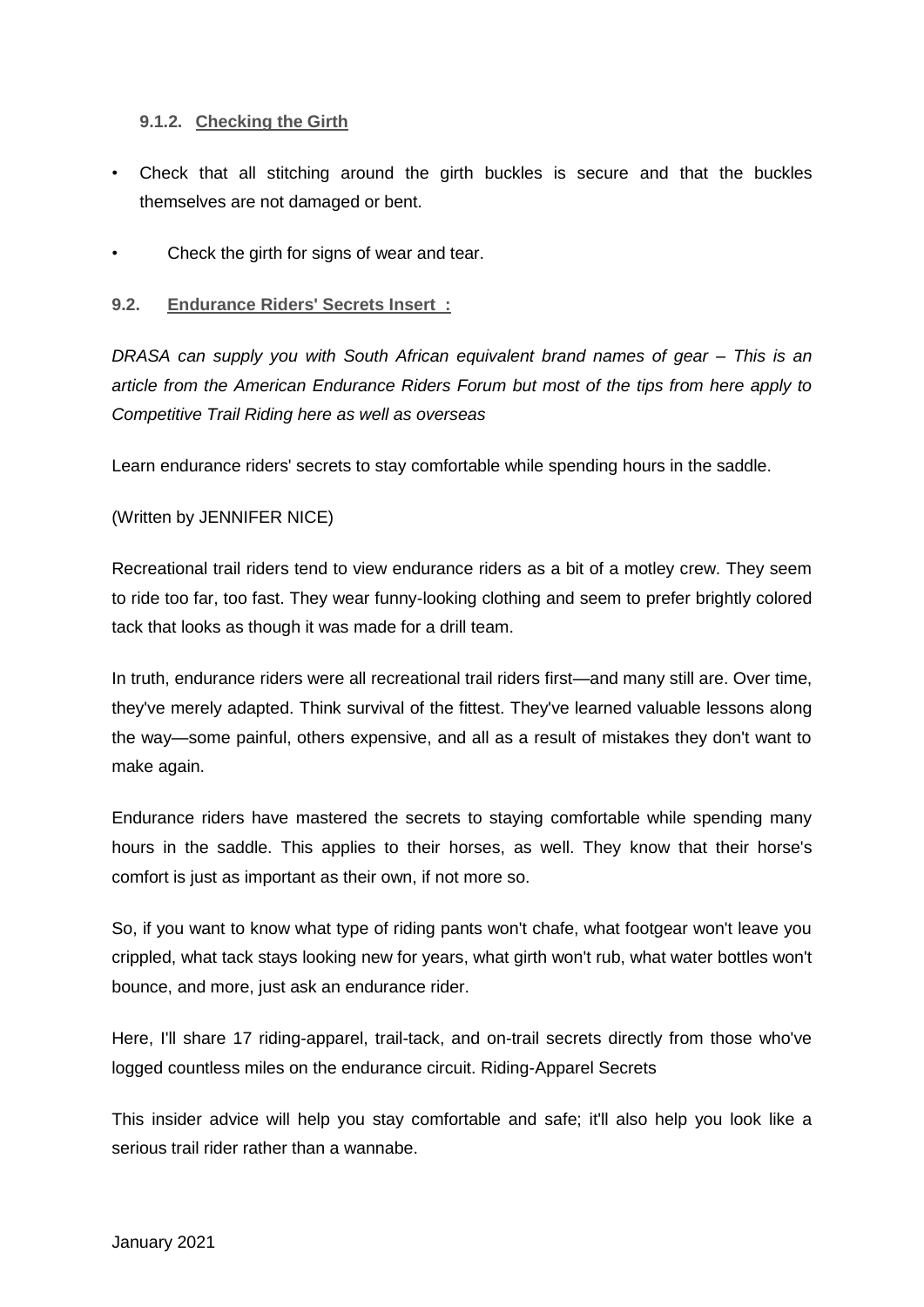#### 9.1.2. Checking the Girth

- Check that all stitching around the girth buckles is secure and that the buckles themselves are not damaged or bent.
- Check the girth for signs of wear and tear.

### 9.2. Endurance Riders' Secrets Insert :

*DRASA can supply you with South African equivalent brand names of gear – This is an article from the American Endurance Riders Forum but most of the tips from here apply to Competitive Trail Riding here as well as overseas*

Learn endurance riders' secrets to stay comfortable while spending hours in the saddle.

(Written by JENNIFER NICE)

Recreational trail riders tend to view endurance riders as a bit of a motley crew. They seem to ride too far, too fast. They wear funny-looking clothing and seem to prefer brightly colored tack that looks as though it was made for a drill team.

In truth, endurance riders were all recreational trail riders first—and many still are. Over time, they've merely adapted. Think survival of the fittest. They've learned valuable lessons along the way—some painful, others expensive, and all as a result of mistakes they don't want to make again.

Endurance riders have mastered the secrets to staying comfortable while spending many hours in the saddle. This applies to their horses, as well. They know that their horse's comfort is just as important as their own, if not more so.

So, if you want to know what type of riding pants won't chafe, what footgear won't leave you crippled, what tack stays looking new for years, what girth won't rub, what water bottles won't bounce, and more, just ask an endurance rider.

Here, I'll share 17 riding-apparel, trail-tack, and on-trail secrets directly from those who've logged countless miles on the endurance circuit. Riding-Apparel Secrets

This insider advice will help you stay comfortable and safe; it'll also help you look like a serious trail rider rather than a wannabe.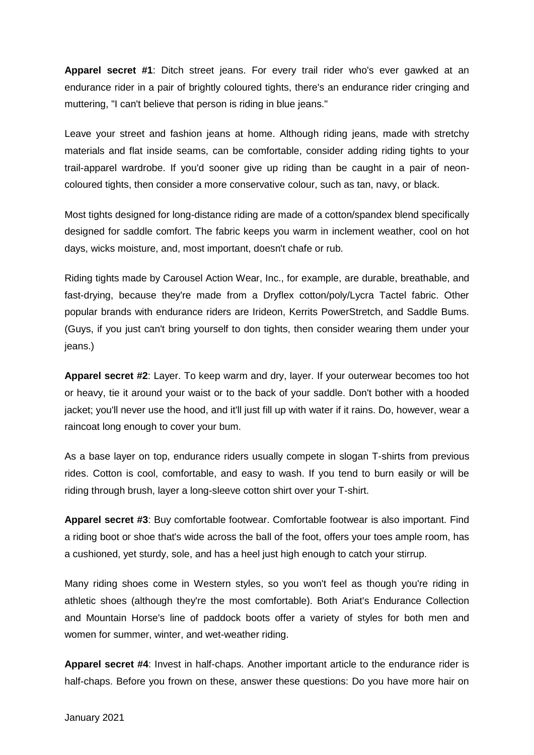**Apparel secret #1**: Ditch street jeans. For every trail rider who's ever gawked at an endurance rider in a pair of brightly coloured tights, there's an endurance rider cringing and muttering, "I can't believe that person is riding in blue jeans."

Leave your street and fashion jeans at home. Although riding jeans, made with stretchy materials and flat inside seams, can be comfortable, consider adding riding tights to your trail-apparel wardrobe. If you'd sooner give up riding than be caught in a pair of neon-coloured tights, then consider a more conservative colour, such as tan, navy, or black.

Most tights designed for long-distance riding are made of a cotton/spandex blend specifically designed for saddle comfort. The fabric keeps you warm in inclement weather, cool on hot days, wicks moisture, and, most important, doesn't chafe or rub.

Riding tights made by Carousel Action Wear, Inc., for example, are durable, breathable, and fast-drying, because they're made from a Dryflex cotton/poly/Lycra Tactel fabric. Other popular brands with endurance riders are Irideon, Kerrits PowerStretch, and Saddle Bums. (Guys, if you just can't bring yourself to don tights, then consider wearing them under your jeans.)

**Apparel secret #2**: Layer. To keep warm and dry, layer. If your outerwear becomes too hot or heavy, tie it around your waist or to the back of your saddle. Don't bother with a hooded jacket; you'll never use the hood, and it'll just fill up with water if it rains. Do, however, wear a raincoat long enough to cover your bum.

As a base layer on top, endurance riders usually compete in slogan T-shirts from previous rides. Cotton is cool, comfortable, and easy to wash. If you tend to burn easily or will be riding through brush, layer a long-sleeve cotton shirt over your T-shirt.

**Apparel secret #3**: Buy comfortable footwear. Comfortable footwear is also important. Find a riding boot or shoe that's wide across the ball of the foot, offers your toes ample room, has a cushioned, yet sturdy, sole, and has a heel just high enough to catch your stirrup.

Many riding shoes come in Western styles, so you won't feel as though you're riding in athletic shoes (although they're the most comfortable). Both Ariat's Endurance Collection and Mountain Horse's line of paddock boots offer a variety of styles for both men and women for summer, winter, and wet-weather riding.

**Apparel secret #4**: Invest in half-chaps. Another important article to the endurance rider is half-chaps. Before you frown on these, answer these questions: Do you have more hair on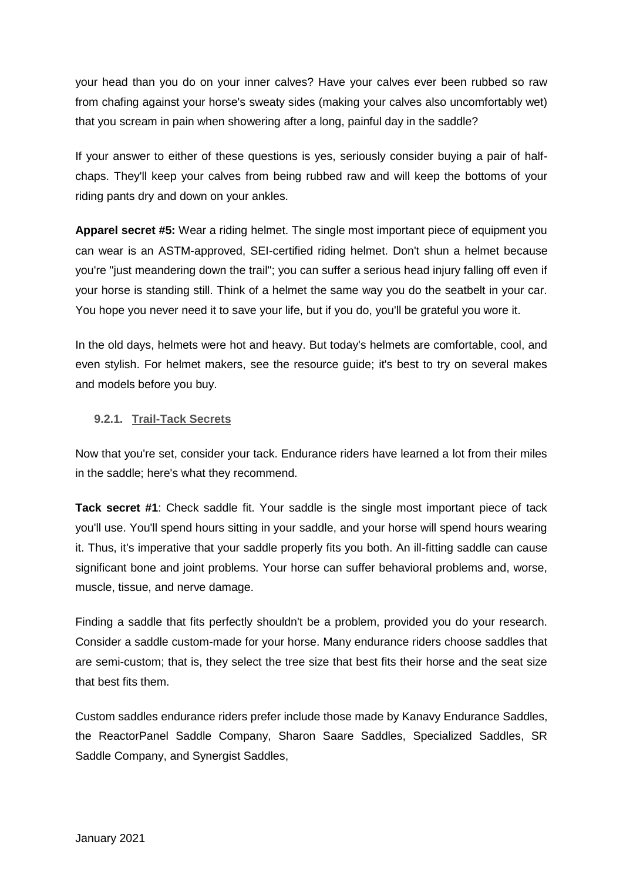your head than you do on your inner calves? Have your calves ever been rubbed so raw from chafing against your horse's sweaty sides (making your calves also uncomfortably wet) that you scream in pain when showering after a long, painful day in the saddle?

If your answer to either of these questions is yes, seriously consider buying a pair of half-chaps. They'll keep your calves from being rubbed raw and will keep the bottoms of your riding pants dry and down on your ankles.

**Apparel secret #5:** Wear a riding helmet. The single most important piece of equipment you can wear is an ASTM-approved, SEI-certified riding helmet. Don't shun a helmet because you're "just meandering down the trail"; you can suffer a serious head injury falling off even if your horse is standing still. Think of a helmet the same way you do the seatbelt in your car. You hope you never need it to save your life, but if you do, you'll be grateful you wore it.

In the old days, helmets were hot and heavy. But today's helmets are comfortable, cool, and even stylish. For helmet makers, see the resource guide; it's best to try on several makes and models before you buy.

### 9.2.1. Trail-Tack Secrets

Now that you're set, consider your tack. Endurance riders have learned a lot from their miles in the saddle; here's what they recommend.

**Tack secret #1**: Check saddle fit. Your saddle is the single most important piece of tack you'll use. You'll spend hours sitting in your saddle, and your horse will spend hours wearing it. Thus, it's imperative that your saddle properly fits you both. An ill-fitting saddle can cause significant bone and joint problems. Your horse can suffer behavioral problems and, worse, muscle, tissue, and nerve damage.

Finding a saddle that fits perfectly shouldn't be a problem, provided you do your research. Consider a saddle custom-made for your horse. Many endurance riders choose saddles that are semi-custom; that is, they select the tree size that best fits their horse and the seat size that best fits them.

Custom saddles endurance riders prefer include those made by Kanavy Endurance Saddles, the ReactorPanel Saddle Company, Sharon Saare Saddles, Specialized Saddles, SR Saddle Company, and Synergist Saddles,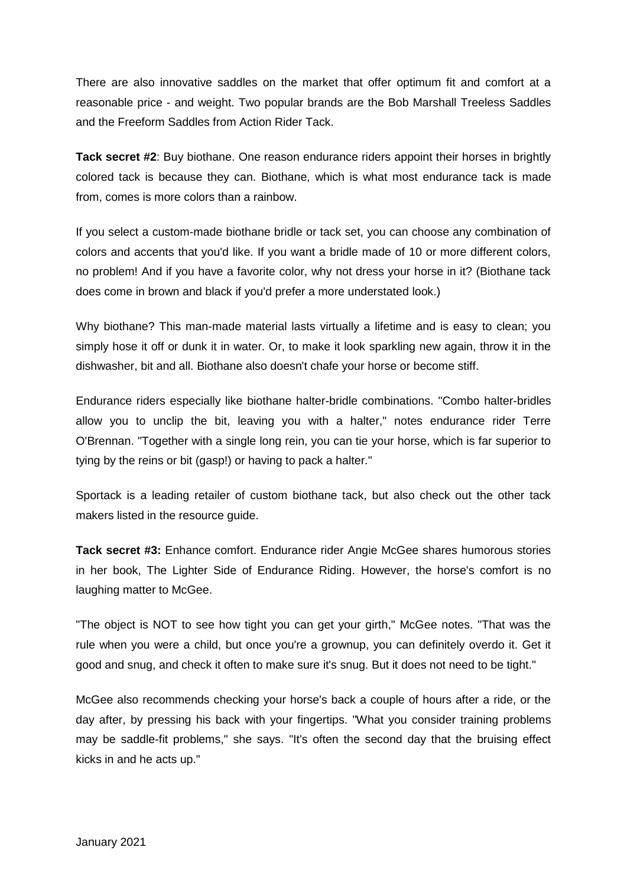There are also innovative saddles on the market that offer optimum fit and comfort at a reasonable price - and weight. Two popular brands are the Bob Marshall Treeless Saddles and the Freeform Saddles from Action Rider Tack.

**Tack secret #2**: Buy biothane. One reason endurance riders appoint their horses in brightly colored tack is because they can. Biothane, which is what most endurance tack is made from, comes is more colors than a rainbow.

If you select a custom-made biothane bridle or tack set, you can choose any combination of colors and accents that you'd like. If you want a bridle made of 10 or more different colors, no problem! And if you have a favorite color, why not dress your horse in it? (Biothane tack does come in brown and black if you'd prefer a more understated look.)

Why biothane? This man-made material lasts virtually a lifetime and is easy to clean; you simply hose it off or dunk it in water. Or, to make it look sparkling new again, throw it in the dishwasher, bit and all. Biothane also doesn't chafe your horse or become stiff.

Endurance riders especially like biothane halter-bridle combinations. "Combo halter-bridles allow you to unclip the bit, leaving you with a halter," notes endurance rider Terre O'Brennan. "Together with a single long rein, you can tie your horse, which is far superior to tying by the reins or bit (gasp!) or having to pack a halter."

Sportack is a leading retailer of custom biothane tack, but also check out the other tack makers listed in the resource guide.

**Tack secret #3:** Enhance comfort. Endurance rider Angie McGee shares humorous stories in her book, The Lighter Side of Endurance Riding. However, the horse's comfort is no laughing matter to McGee.

"The object is NOT to see how tight you can get your girth," McGee notes. "That was the rule when you were a child, but once you're a grownup, you can definitely overdo it. Get it good and snug, and check it often to make sure it's snug. But it does not need to be tight."

McGee also recommends checking your horse's back a couple of hours after a ride, or the day after, by pressing his back with your fingertips. "What you consider training problems may be saddle-fit problems," she says. "It's often the second day that the bruising effect kicks in and he acts up."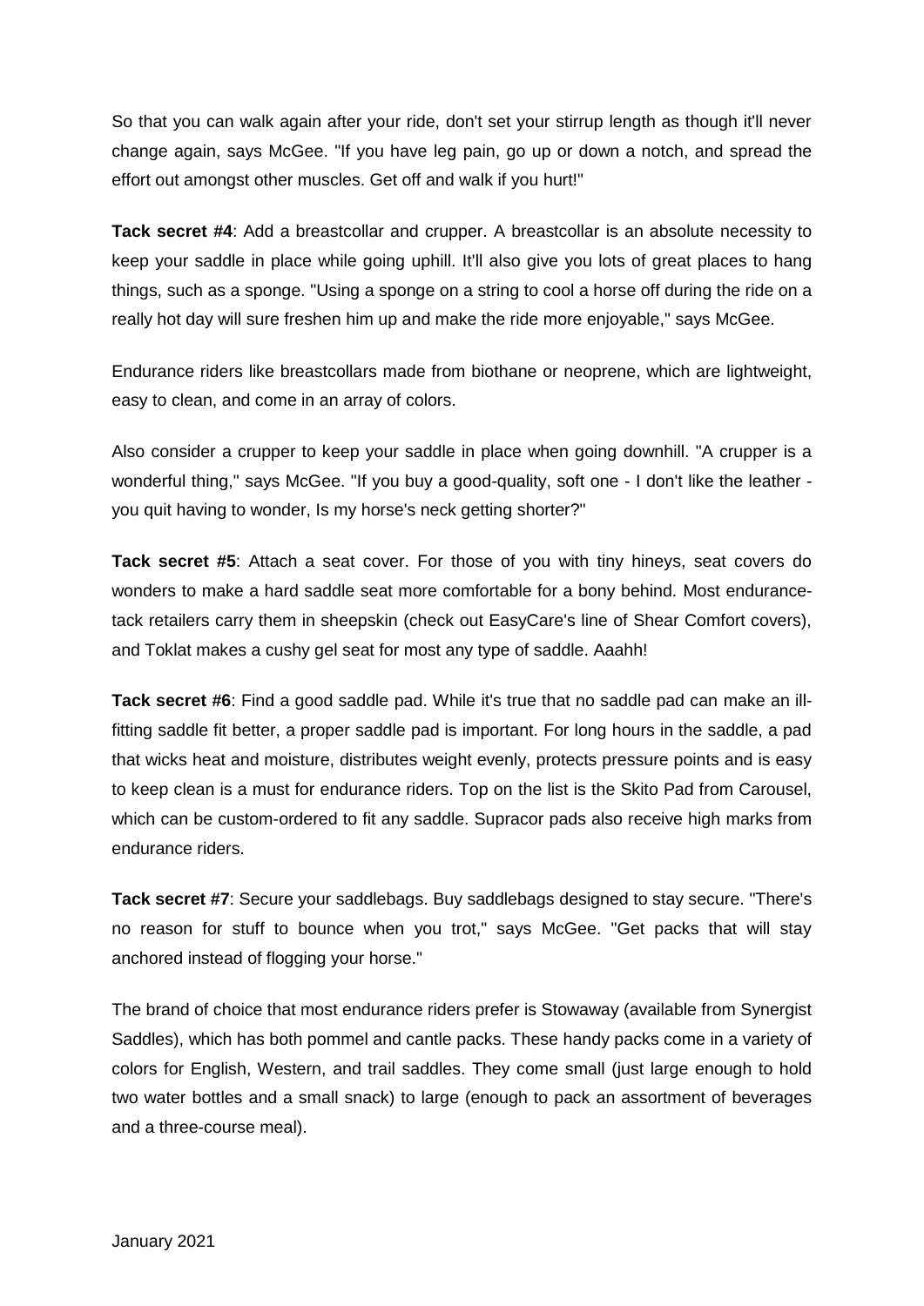So that you can walk again after your ride, don't set your stirrup length as though it'll never change again, says McGee. "If you have leg pain, go up or down a notch, and spread the effort out amongst other muscles. Get off and walk if you hurt!"

**Tack secret #4**: Add a breastcollar and crupper. A breastcollar is an absolute necessity to keep your saddle in place while going uphill. It'll also give you lots of great places to hang things, such as a sponge. "Using a sponge on a string to cool a horse off during the ride on a really hot day will sure freshen him up and make the ride more enjoyable," says McGee.

Endurance riders like breastcollars made from biothane or neoprene, which are lightweight, easy to clean, and come in an array of colors.

Also consider a crupper to keep your saddle in place when going downhill. "A crupper is a wonderful thing," says McGee. "If you buy a good-quality, soft one - I don't like the leather - you quit having to wonder, Is my horse's neck getting shorter?"

**Tack secret #5**: Attach a seat cover. For those of you with tiny hineys, seat covers do wonders to make a hard saddle seat more comfortable for a bony behind. Most endurance-tack retailers carry them in sheepskin (check out EasyCare's line of Shear Comfort covers), and Toklat makes a cushy gel seat for most any type of saddle. Aaahh!

**Tack secret #6**: Find a good saddle pad. While it's true that no saddle pad can make an ill-fitting saddle fit better, a proper saddle pad is important. For long hours in the saddle, a pad that wicks heat and moisture, distributes weight evenly, protects pressure points and is easy to keep clean is a must for endurance riders. Top on the list is the Skito Pad from Carousel, which can be custom-ordered to fit any saddle. Supracor pads also receive high marks from endurance riders.

**Tack secret #7**: Secure your saddlebags. Buy saddlebags designed to stay secure. "There's no reason for stuff to bounce when you trot," says McGee. "Get packs that will stay anchored instead of flogging your horse."

The brand of choice that most endurance riders prefer is Stowaway (available from Synergist Saddles), which has both pommel and cantle packs. These handy packs come in a variety of colors for English, Western, and trail saddles. They come small (just large enough to hold two water bottles and a small snack) to large (enough to pack an assortment of beverages and a three-course meal).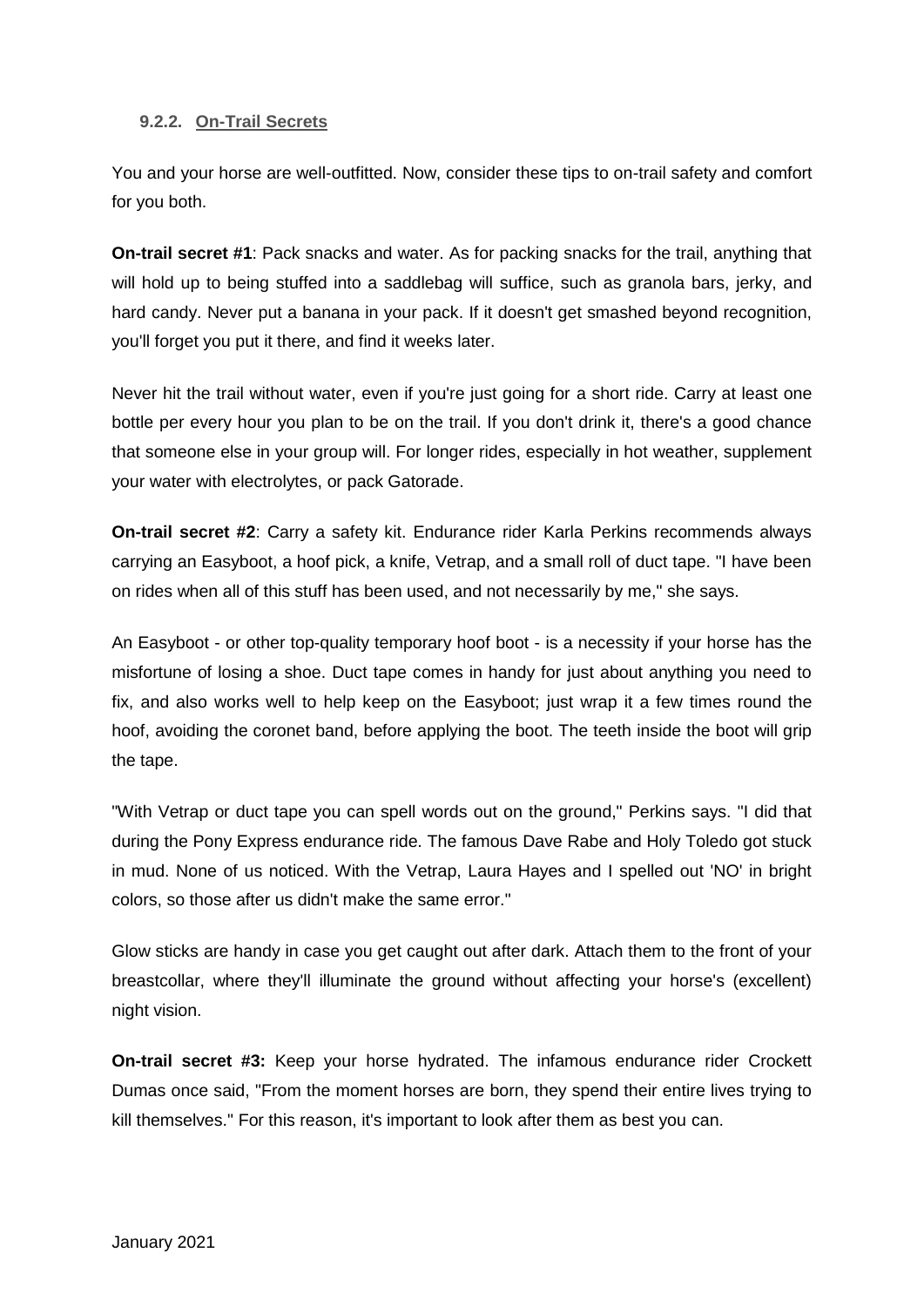### 9.2.2. On-Trail Secrets

You and your horse are well-outfitted. Now, consider these tips to on-trail safety and comfort for you both.

**On-trail secret #1**: Pack snacks and water. As for packing snacks for the trail, anything that will hold up to being stuffed into a saddlebag will suffice, such as granola bars, jerky, and hard candy. Never put a banana in your pack. If it doesn't get smashed beyond recognition, you'll forget you put it there, and find it weeks later.

Never hit the trail without water, even if you're just going for a short ride. Carry at least one bottle per every hour you plan to be on the trail. If you don't drink it, there's a good chance that someone else in your group will. For longer rides, especially in hot weather, supplement your water with electrolytes, or pack Gatorade.

**On-trail secret #2**: Carry a safety kit. Endurance rider Karla Perkins recommends always carrying an Easyboot, a hoof pick, a knife, Vetrap, and a small roll of duct tape. "I have been on rides when all of this stuff has been used, and not necessarily by me," she says.

An Easyboot - or other top-quality temporary hoof boot - is a necessity if your horse has the misfortune of losing a shoe. Duct tape comes in handy for just about anything you need to fix, and also works well to help keep on the Easyboot; just wrap it a few times round the hoof, avoiding the coronet band, before applying the boot. The teeth inside the boot will grip the tape.

"With Vetrap or duct tape you can spell words out on the ground," Perkins says. "I did that during the Pony Express endurance ride. The famous Dave Rabe and Holy Toledo got stuck in mud. None of us noticed. With the Vetrap, Laura Hayes and I spelled out 'NO' in bright colors, so those after us didn't make the same error."

Glow sticks are handy in case you get caught out after dark. Attach them to the front of your breastcollar, where they'll illuminate the ground without affecting your horse's (excellent) night vision.

**On-trail secret #3:** Keep your horse hydrated. The infamous endurance rider Crockett Dumas once said, "From the moment horses are born, they spend their entire lives trying to kill themselves." For this reason, it's important to look after them as best you can.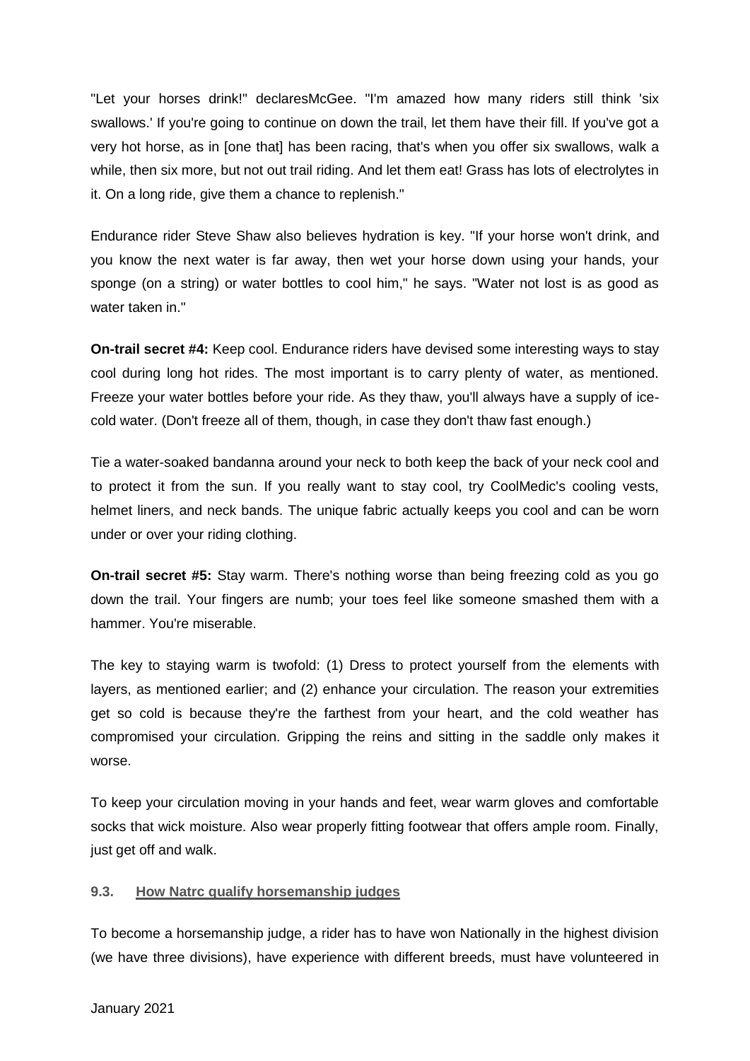"Let your horses drink!" declaresMcGee. "I'm amazed how many riders still think 'six swallows.' If you're going to continue on down the trail, let them have their fill. If you've got a very hot horse, as in [one that] has been racing, that's when you offer six swallows, walk a while, then six more, but not out trail riding. And let them eat! Grass has lots of electrolytes in it. On a long ride, give them a chance to replenish."

Endurance rider Steve Shaw also believes hydration is key. "If your horse won't drink, and you know the next water is far away, then wet your horse down using your hands, your sponge (on a string) or water bottles to cool him," he says. "Water not lost is as good as water taken in."

**On-trail secret #4:** Keep cool. Endurance riders have devised some interesting ways to stay cool during long hot rides. The most important is to carry plenty of water, as mentioned. Freeze your water bottles before your ride. As they thaw, you'll always have a supply of ice-cold water. (Don't freeze all of them, though, in case they don't thaw fast enough.)

Tie a water-soaked bandanna around your neck to both keep the back of your neck cool and to protect it from the sun. If you really want to stay cool, try CoolMedic's cooling vests, helmet liners, and neck bands. The unique fabric actually keeps you cool and can be worn under or over your riding clothing.

**On-trail secret #5:** Stay warm. There's nothing worse than being freezing cold as you go down the trail. Your fingers are numb; your toes feel like someone smashed them with a hammer. You're miserable.

The key to staying warm is twofold: (1) Dress to protect yourself from the elements with layers, as mentioned earlier; and (2) enhance your circulation. The reason your extremities get so cold is because they're the farthest from your heart, and the cold weather has compromised your circulation. Gripping the reins and sitting in the saddle only makes it worse.

To keep your circulation moving in your hands and feet, wear warm gloves and comfortable socks that wick moisture. Also wear properly fitting footwear that offers ample room. Finally, just get off and walk.

### 9.3. How Natrc qualify horsemanship judges

To become a horsemanship judge, a rider has to have won Nationally in the highest division (we have three divisions), have experience with different breeds, must have volunteered in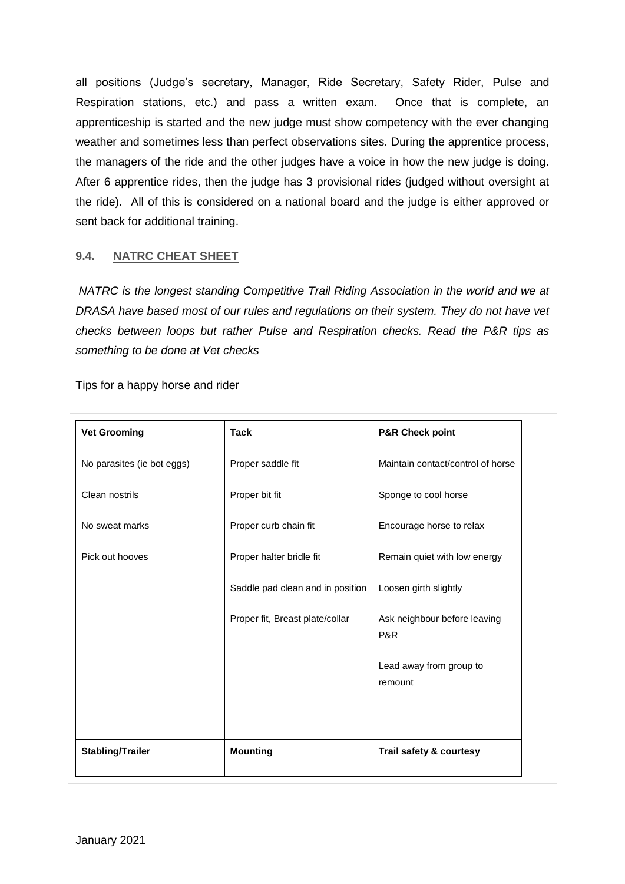all positions (Judge's secretary, Manager, Ride Secretary, Safety Rider, Pulse and Respiration stations, etc.) and pass a written exam. Once that is complete, an apprenticeship is started and the new judge must show competency with the ever changing weather and sometimes less than perfect observations sites. During the apprentice process, the managers of the ride and the other judges have a voice in how the new judge is doing. After 6 apprentice rides, then the judge has 3 provisional rides (judged without oversight at the ride). All of this is considered on a national board and the judge is either approved or sent back for additional training.

### 9.4. NATRC CHEAT SHEET

*NATRC is the longest standing Competitive Trail Riding Association in the world and we at DRASA have based most of our rules and regulations on their system. They do not have vet checks between loops but rather Pulse and Respiration checks. Read the P&R tips as something to be done at Vet checks*

Tips for a happy horse and rider

| **Vet Grooming** | **Tack** | **P&R Check point** |
|---|---|---|
| No parasites (ie bot eggs) | Proper saddle fit | Maintain contact/control of horse |
| Clean nostrils | Proper bit fit | Sponge to cool horse |
| No sweat marks | Proper curb chain fit | Encourage horse to relax |
| Pick out hooves | Proper halter bridle fit | Remain quiet with low energy |
| | Saddle pad clean and in position | Loosen girth slightly |
| | Proper fit, Breast plate/collar | Ask neighbour before leaving P&R |
| | | Lead away from group to remount |
| **Stabling/Trailer** | **Mounting** | **Trail safety & courtesy** |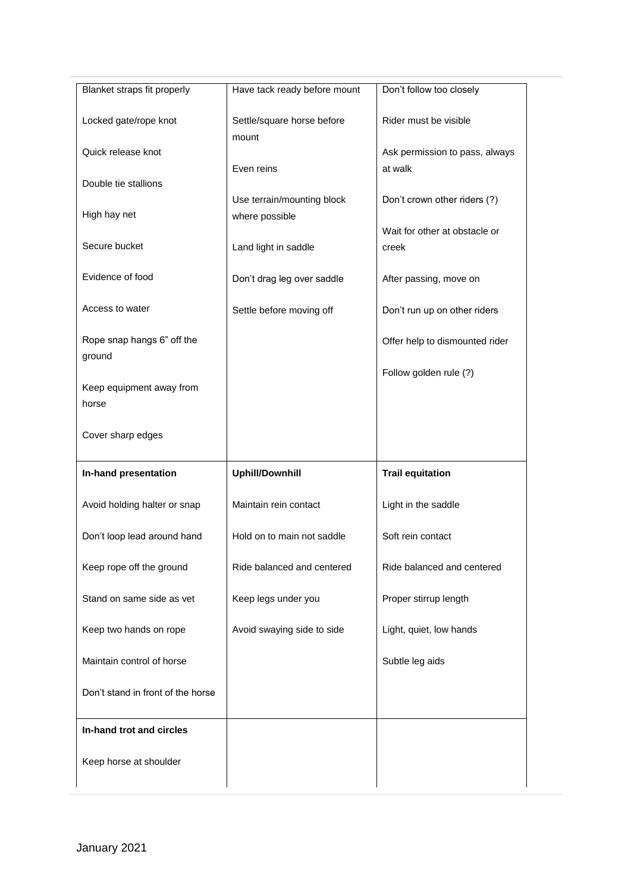| | | |
|---|---|---|
| Blanket straps fit properly<br><br>Locked gate/rope knot<br><br>Quick release knot<br><br>Double tie stallions<br><br>High hay net<br><br>Secure bucket<br><br>Evidence of food<br><br>Access to water<br><br>Rope snap hangs 6" off the ground<br><br>Keep equipment away from horse<br><br>Cover sharp edges | Have tack ready before mount<br><br>Settle/square horse before mount<br><br>Even reins<br><br>Use terrain/mounting block where possible<br><br>Land light in saddle<br><br>Don't drag leg over saddle<br><br>Settle before moving off | Don't follow too closely<br><br>Rider must be visible<br><br>Ask permission to pass, always at walk<br><br>Don't crown other riders (?)<br><br>Wait for other at obstacle or creek<br><br>After passing, move on<br><br>Don't run up on other riders<br><br>Offer help to dismounted rider<br><br>Follow golden rule (?) |
| **In-hand presentation**<br><br>Avoid holding halter or snap<br><br>Don't loop lead around hand<br><br>Keep rope off the ground<br><br>Stand on same side as vet<br><br>Keep two hands on rope<br><br>Maintain control of horse<br><br>Don't stand in front of the horse | **Uphill/Downhill**<br><br>Maintain rein contact<br><br>Hold on to main not saddle<br><br>Ride balanced and centered<br><br>Keep legs under you<br><br>Avoid swaying side to side | **Trail equitation**<br><br>Light in the saddle<br><br>Soft rein contact<br><br>Ride balanced and centered<br><br>Proper stirrup length<br><br>Light, quiet, low hands<br><br>Subtle leg aids |
| **In-hand trot and circles**<br><br>Keep horse at shoulder | | |

January 2021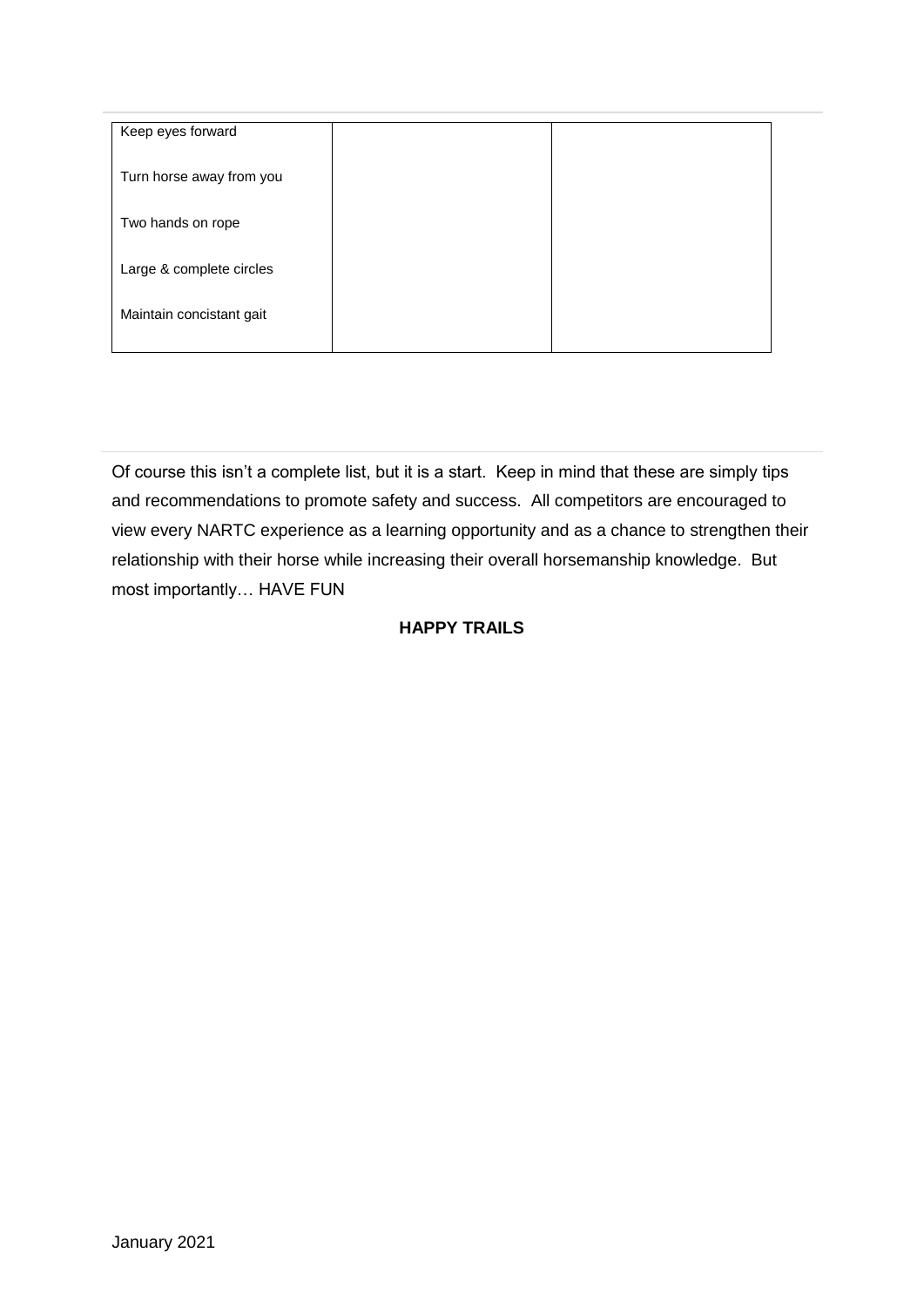| | | |
|---|---|---|
| Keep eyes forward<br><br>Turn horse away from you<br><br>Two hands on rope<br><br>Large & complete circles<br><br>Maintain concistant gait | | |

Of course this isn't a complete list, but it is a start. Keep in mind that these are simply tips and recommendations to promote safety and success. All competitors are encouraged to view every NARTC experience as a learning opportunity and as a chance to strengthen their relationship with their horse while increasing their overall horsemanship knowledge. But most importantly… HAVE FUN

**HAPPY TRAILS**

January 2021